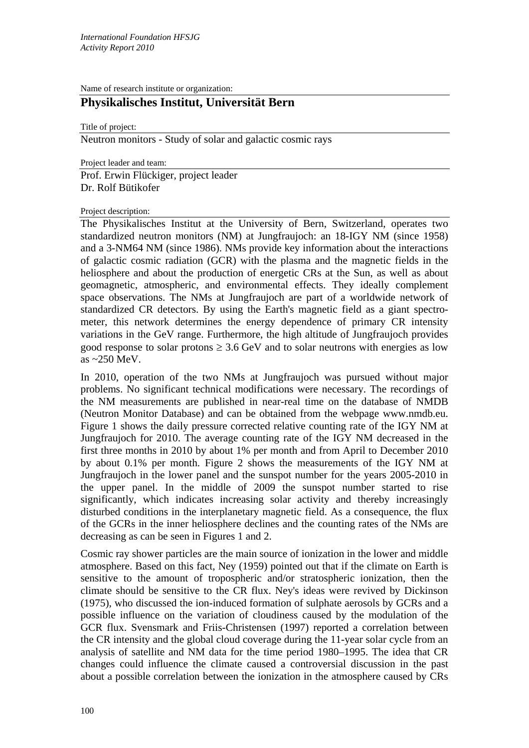*International Foundation HFSJG*
*Activity Report 2010*

Name of research institute or organization:

## Physikalisches Institut, Universität Bern

Title of project:

Neutron monitors - Study of solar and galactic cosmic rays

Project leader and team:

Prof. Erwin Flückiger, project leader
Dr. Rolf Bütikofer

Project description:

The Physikalisches Institut at the University of Bern, Switzerland, operates two standardized neutron monitors (NM) at Jungfraujoch: an 18-IGY NM (since 1958) and a 3-NM64 NM (since 1986). NMs provide key information about the interactions of galactic cosmic radiation (GCR) with the plasma and the magnetic fields in the heliosphere and about the production of energetic CRs at the Sun, as well as about geomagnetic, atmospheric, and environmental effects. They ideally complement space observations. The NMs at Jungfraujoch are part of a worldwide network of standardized CR detectors. By using the Earth's magnetic field as a giant spectrometer, this network determines the energy dependence of primary CR intensity variations in the GeV range. Furthermore, the high altitude of Jungfraujoch provides good response to solar protons $\geq 3.6$ GeV and to solar neutrons with energies as low as ~250 MeV.

In 2010, operation of the two NMs at Jungfraujoch was pursued without major problems. No significant technical modifications were necessary. The recordings of the NM measurements are published in near-real time on the database of NMDB (Neutron Monitor Database) and can be obtained from the webpage www.nmdb.eu. Figure 1 shows the daily pressure corrected relative counting rate of the IGY NM at Jungfraujoch for 2010. The average counting rate of the IGY NM decreased in the first three months in 2010 by about 1% per month and from April to December 2010 by about 0.1% per month. Figure 2 shows the measurements of the IGY NM at Jungfraujoch in the lower panel and the sunspot number for the years 2005-2010 in the upper panel. In the middle of 2009 the sunspot number started to rise significantly, which indicates increasing solar activity and thereby increasingly disturbed conditions in the interplanetary magnetic field. As a consequence, the flux of the GCRs in the inner heliosphere declines and the counting rates of the NMs are decreasing as can be seen in Figures 1 and 2.

Cosmic ray shower particles are the main source of ionization in the lower and middle atmosphere. Based on this fact, Ney (1959) pointed out that if the climate on Earth is sensitive to the amount of tropospheric and/or stratospheric ionization, then the climate should be sensitive to the CR flux. Ney's ideas were revived by Dickinson (1975), who discussed the ion-induced formation of sulphate aerosols by GCRs and a possible influence on the variation of cloudiness caused by the modulation of the GCR flux. Svensmark and Friis-Christensen (1997) reported a correlation between the CR intensity and the global cloud coverage during the 11-year solar cycle from an analysis of satellite and NM data for the time period 1980–1995. The idea that CR changes could influence the climate caused a controversial discussion in the past about a possible correlation between the ionization in the atmosphere caused by CRs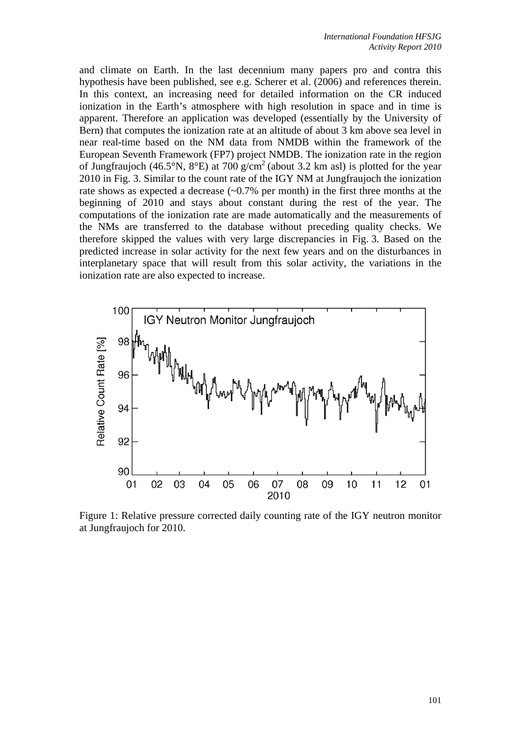and climate on Earth. In the last decennium many papers pro and contra this hypothesis have been published, see e.g. Scherer et al. (2006) and references therein. In this context, an increasing need for detailed information on the CR induced ionization in the Earth's atmosphere with high resolution in space and in time is apparent. Therefore an application was developed (essentially by the University of Bern) that computes the ionization rate at an altitude of about 3 km above sea level in near real-time based on the NM data from NMDB within the framework of the European Seventh Framework (FP7) project NMDB. The ionization rate in the region of Jungfraujoch (46.5°N, 8°E) at 700 g/cm$^2$ (about 3.2 km asl) is plotted for the year 2010 in Fig. 3. Similar to the count rate of the IGY NM at Jungfraujoch the ionization rate shows as expected a decrease (~0.7% per month) in the first three months at the beginning of 2010 and stays about constant during the rest of the year. The computations of the ionization rate are made automatically and the measurements of the NMs are transferred to the database without preceding quality checks. We therefore skipped the values with very large discrepancies in Fig. 3. Based on the predicted increase in solar activity for the next few years and on the disturbances in interplanetary space that will result from this solar activity, the variations in the ionization rate are also expected to increase.

Figure 1: Relative pressure corrected daily counting rate of the IGY neutron monitor at Jungfraujoch for 2010.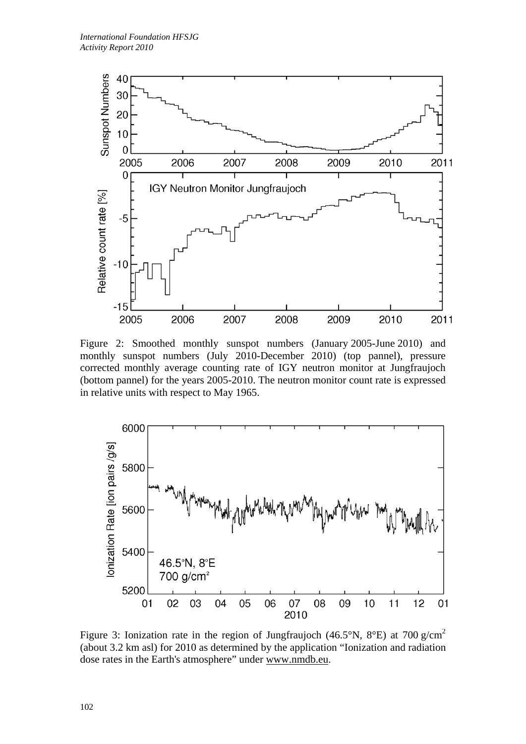Figure 2: Smoothed monthly sunspot numbers (January 2005-June 2010) and monthly sunspot numbers (July 2010-December 2010) (top pannel), pressure corrected monthly average counting rate of IGY neutron monitor at Jungfraujoch (bottom pannel) for the years 2005-2010. The neutron monitor count rate is expressed in relative units with respect to May 1965.

Figure 3: Ionization rate in the region of Jungfraujoch (46.5°N, 8°E) at 700 $g/cm^2$ (about 3.2 km asl) for 2010 as determined by the application "Ionization and radiation dose rates in the Earth's atmosphere" under www.nmdb.eu.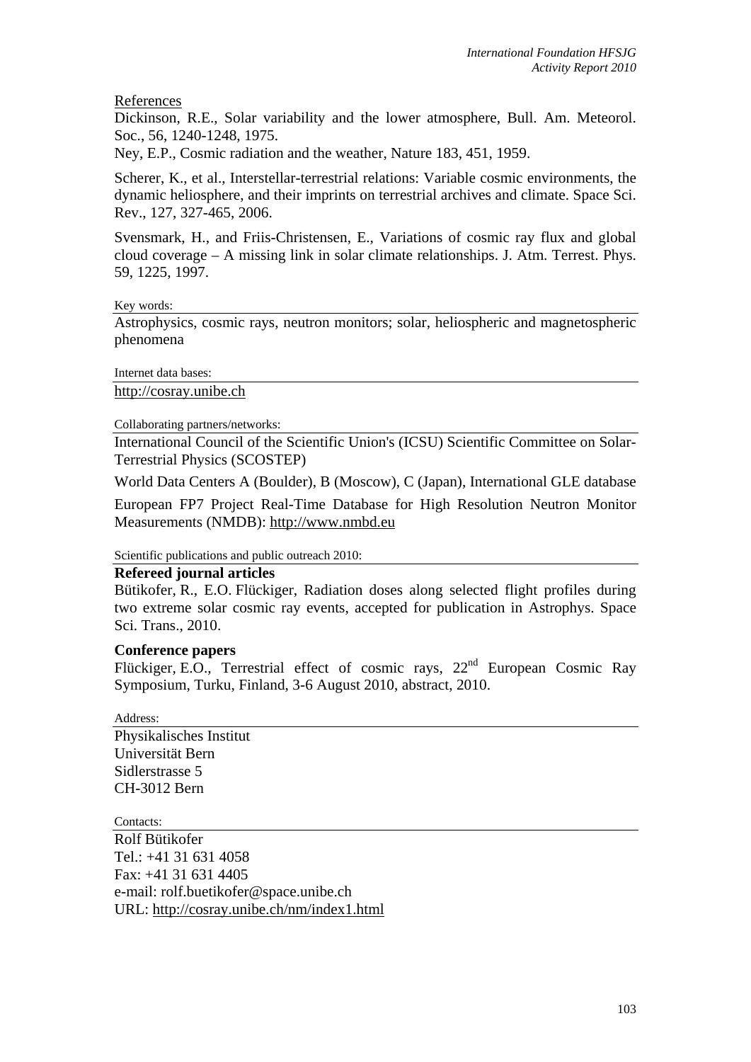References

Dickinson, R.E., Solar variability and the lower atmosphere, Bull. Am. Meteorol. Soc., 56, 1240-1248, 1975.

Ney, E.P., Cosmic radiation and the weather, Nature 183, 451, 1959.

Scherer, K., et al., Interstellar-terrestrial relations: Variable cosmic environments, the dynamic heliosphere, and their imprints on terrestrial archives and climate. Space Sci. Rev., 127, 327-465, 2006.

Svensmark, H., and Friis-Christensen, E., Variations of cosmic ray flux and global cloud coverage – A missing link in solar climate relationships. J. Atm. Terrest. Phys. 59, 1225, 1997.

Key words:

Astrophysics, cosmic rays, neutron monitors; solar, heliospheric and magnetospheric phenomena

Internet data bases:

http://cosray.unibe.ch

Collaborating partners/networks:

International Council of the Scientific Union's (ICSU) Scientific Committee on Solar-Terrestrial Physics (SCOSTEP)

World Data Centers A (Boulder), B (Moscow), C (Japan), International GLE database

European FP7 Project Real-Time Database for High Resolution Neutron Monitor Measurements (NMDB): http://www.nmbd.eu

Scientific publications and public outreach 2010:

**Refereed journal articles**

Bütikofer, R., E.O. Flückiger, Radiation doses along selected flight profiles during two extreme solar cosmic ray events, accepted for publication in Astrophys. Space Sci. Trans., 2010.

**Conference papers**

Flückiger, E.O., Terrestrial effect of cosmic rays, 22nd European Cosmic Ray Symposium, Turku, Finland, 3-6 August 2010, abstract, 2010.

Address:

Physikalisches Institut
Universität Bern
Sidlerstrasse 5
CH-3012 Bern

Contacts:

Rolf Bütikofer
Tel.: +41 31 631 4058
Fax: +41 31 631 4405
e-mail: rolf.buetikofer@space.unibe.ch
URL: http://cosray.unibe.ch/nm/index1.html